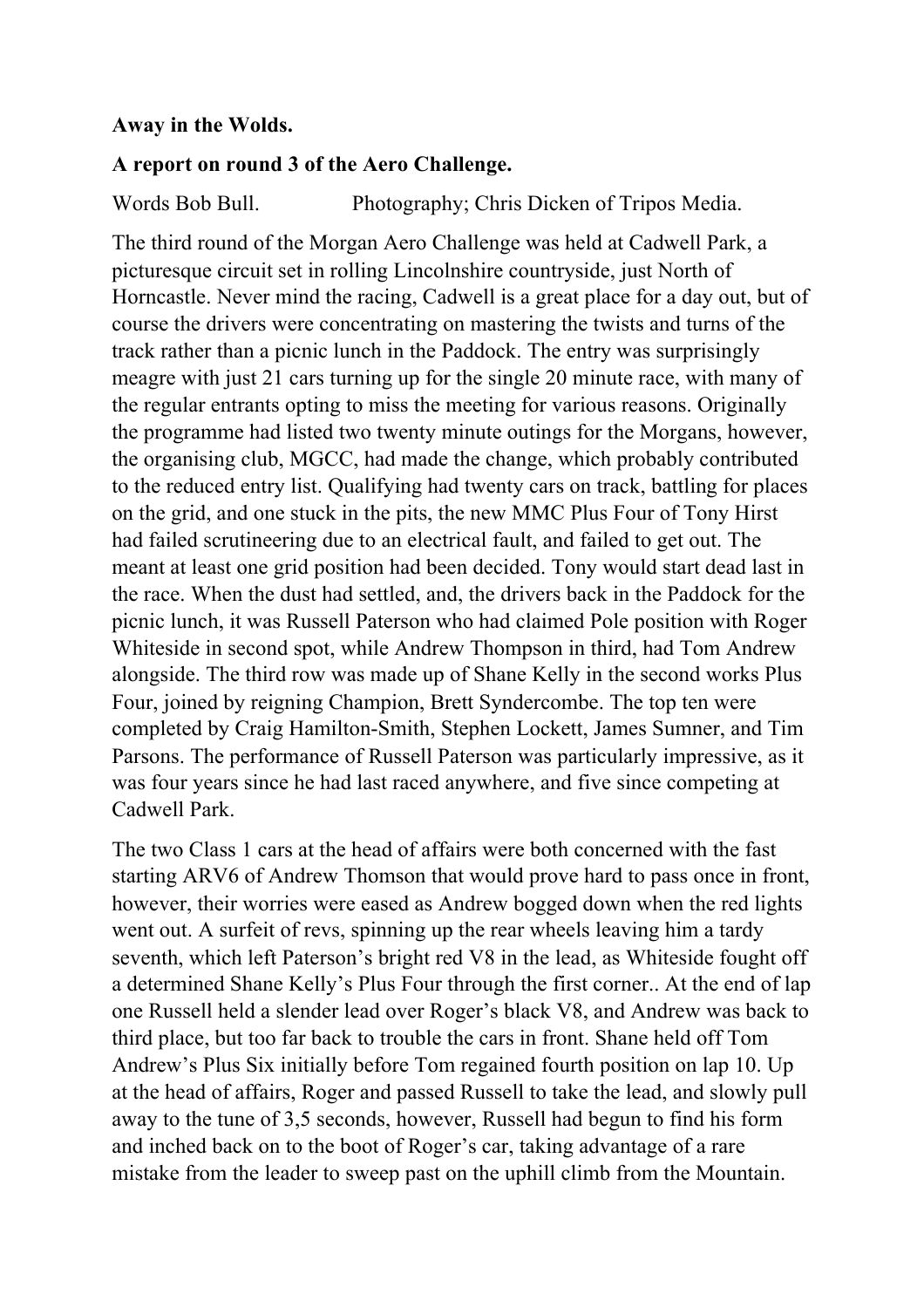**Away in the Wolds.**

**A report on round 3 of the Aero Challenge.**

Words Bob Bull. Photography; Chris Dicken of Tripos Media.

The third round of the Morgan Aero Challenge was held at Cadwell Park, a picturesque circuit set in rolling Lincolnshire countryside, just North of Horncastle. Never mind the racing, Cadwell is a great place for a day out, but of course the drivers were concentrating on mastering the twists and turns of the track rather than a picnic lunch in the Paddock. The entry was surprisingly meagre with just 21 cars turning up for the single 20 minute race, with many of the regular entrants opting to miss the meeting for various reasons. Originally the programme had listed two twenty minute outings for the Morgans, however, the organising club, MGCC, had made the change, which probably contributed to the reduced entry list. Qualifying had twenty cars on track, battling for places on the grid, and one stuck in the pits, the new MMC Plus Four of Tony Hirst had failed scrutineering due to an electrical fault, and failed to get out. The meant at least one grid position had been decided. Tony would start dead last in the race. When the dust had settled, and, the drivers back in the Paddock for the picnic lunch, it was Russell Paterson who had claimed Pole position with Roger Whiteside in second spot, while Andrew Thompson in third, had Tom Andrew alongside. The third row was made up of Shane Kelly in the second works Plus Four, joined by reigning Champion, Brett Syndercombe. The top ten were completed by Craig Hamilton-Smith, Stephen Lockett, James Sumner, and Tim Parsons. The performance of Russell Paterson was particularly impressive, as it was four years since he had last raced anywhere, and five since competing at Cadwell Park.

The two Class 1 cars at the head of affairs were both concerned with the fast starting ARV6 of Andrew Thomson that would prove hard to pass once in front, however, their worries were eased as Andrew bogged down when the red lights went out. A surfeit of revs, spinning up the rear wheels leaving him a tardy seventh, which left Paterson's bright red V8 in the lead, as Whiteside fought off a determined Shane Kelly's Plus Four through the first corner.. At the end of lap one Russell held a slender lead over Roger's black V8, and Andrew was back to third place, but too far back to trouble the cars in front. Shane held off Tom Andrew's Plus Six initially before Tom regained fourth position on lap 10. Up at the head of affairs, Roger and passed Russell to take the lead, and slowly pull away to the tune of 3,5 seconds, however, Russell had begun to find his form and inched back on to the boot of Roger's car, taking advantage of a rare mistake from the leader to sweep past on the uphill climb from the Mountain.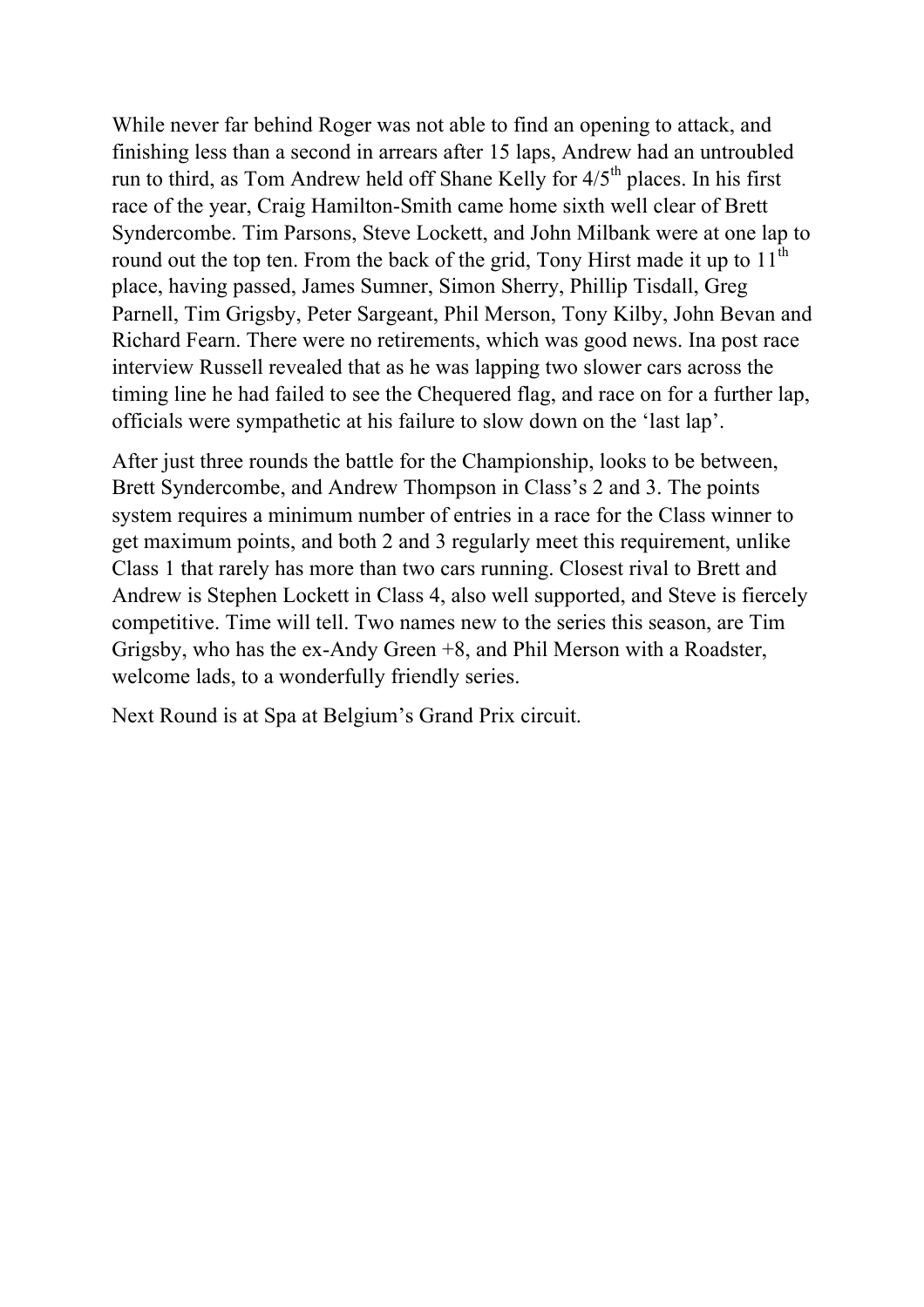While never far behind Roger was not able to find an opening to attack, and finishing less than a second in arrears after 15 laps, Andrew had an untroubled run to third, as Tom Andrew held off Shane Kelly for 4/5th places. In his first race of the year, Craig Hamilton-Smith came home sixth well clear of Brett Syndercombe. Tim Parsons, Steve Lockett, and John Milbank were at one lap to round out the top ten. From the back of the grid, Tony Hirst made it up to 11th place, having passed, James Sumner, Simon Sherry, Phillip Tisdall, Greg Parnell, Tim Grigsby, Peter Sargeant, Phil Merson, Tony Kilby, John Bevan and Richard Fearn. There were no retirements, which was good news. Ina post race interview Russell revealed that as he was lapping two slower cars across the timing line he had failed to see the Chequered flag, and race on for a further lap, officials were sympathetic at his failure to slow down on the 'last lap'.

After just three rounds the battle for the Championship, looks to be between, Brett Syndercombe, and Andrew Thompson in Class's 2 and 3. The points system requires a minimum number of entries in a race for the Class winner to get maximum points, and both 2 and 3 regularly meet this requirement, unlike Class 1 that rarely has more than two cars running. Closest rival to Brett and Andrew is Stephen Lockett in Class 4, also well supported, and Steve is fiercely competitive. Time will tell. Two names new to the series this season, are Tim Grigsby, who has the ex-Andy Green +8, and Phil Merson with a Roadster, welcome lads, to a wonderfully friendly series.

Next Round is at Spa at Belgium's Grand Prix circuit.